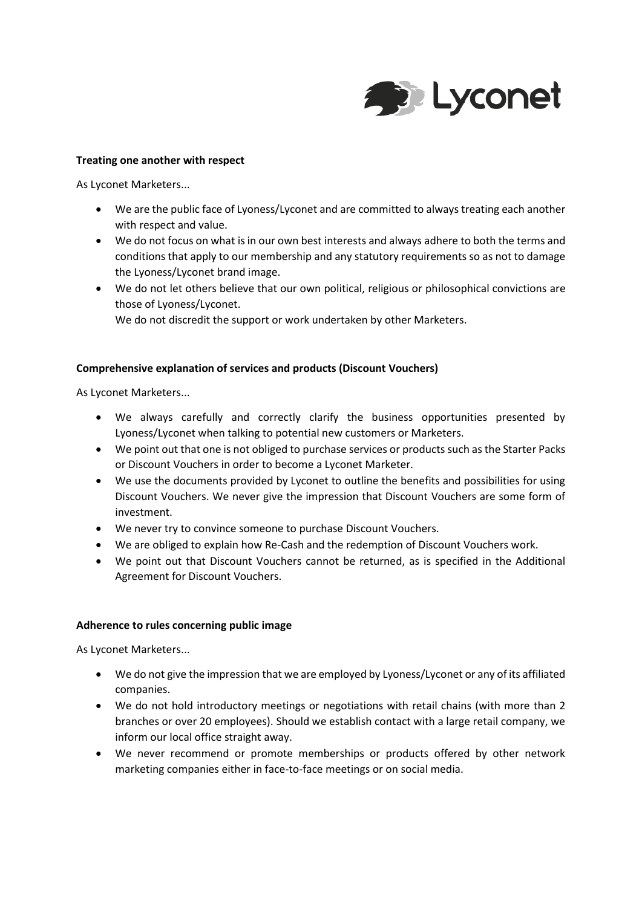**Treating one another with respect**

As Lyconet Marketers...

- We are the public face of Lyoness/Lyconet and are committed to always treating each another with respect and value.
- We do not focus on what is in our own best interests and always adhere to both the terms and conditions that apply to our membership and any statutory requirements so as not to damage the Lyoness/Lyconet brand image.
- We do not let others believe that our own political, religious or philosophical convictions are those of Lyoness/Lyconet.
  We do not discredit the support or work undertaken by other Marketers.

**Comprehensive explanation of services and products (Discount Vouchers)**

As Lyconet Marketers...

- We always carefully and correctly clarify the business opportunities presented by Lyoness/Lyconet when talking to potential new customers or Marketers.
- We point out that one is not obliged to purchase services or products such as the Starter Packs or Discount Vouchers in order to become a Lyconet Marketer.
- We use the documents provided by Lyconet to outline the benefits and possibilities for using Discount Vouchers. We never give the impression that Discount Vouchers are some form of investment.
- We never try to convince someone to purchase Discount Vouchers.
- We are obliged to explain how Re-Cash and the redemption of Discount Vouchers work.
- We point out that Discount Vouchers cannot be returned, as is specified in the Additional Agreement for Discount Vouchers.

**Adherence to rules concerning public image**

As Lyconet Marketers...

- We do not give the impression that we are employed by Lyoness/Lyconet or any of its affiliated companies.
- We do not hold introductory meetings or negotiations with retail chains (with more than 2 branches or over 20 employees). Should we establish contact with a large retail company, we inform our local office straight away.
- We never recommend or promote memberships or products offered by other network marketing companies either in face-to-face meetings or on social media.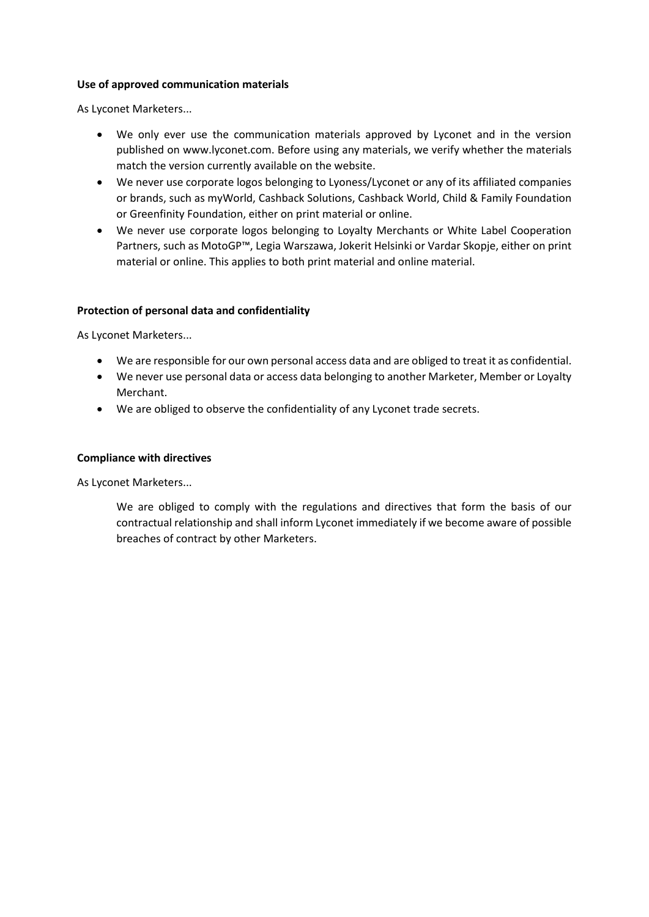**Use of approved communication materials**

As Lyconet Marketers...

- We only ever use the communication materials approved by Lyconet and in the version published on www.lyconet.com. Before using any materials, we verify whether the materials match the version currently available on the website.
- We never use corporate logos belonging to Lyoness/Lyconet or any of its affiliated companies or brands, such as myWorld, Cashback Solutions, Cashback World, Child & Family Foundation or Greenfinity Foundation, either on print material or online.
- We never use corporate logos belonging to Loyalty Merchants or White Label Cooperation Partners, such as MotoGP™, Legia Warszawa, Jokerit Helsinki or Vardar Skopje, either on print material or online. This applies to both print material and online material.

**Protection of personal data and confidentiality**

As Lyconet Marketers...

- We are responsible for our own personal access data and are obliged to treat it as confidential.
- We never use personal data or access data belonging to another Marketer, Member or Loyalty Merchant.
- We are obliged to observe the confidentiality of any Lyconet trade secrets.

**Compliance with directives**

As Lyconet Marketers...

We are obliged to comply with the regulations and directives that form the basis of our contractual relationship and shall inform Lyconet immediately if we become aware of possible breaches of contract by other Marketers.